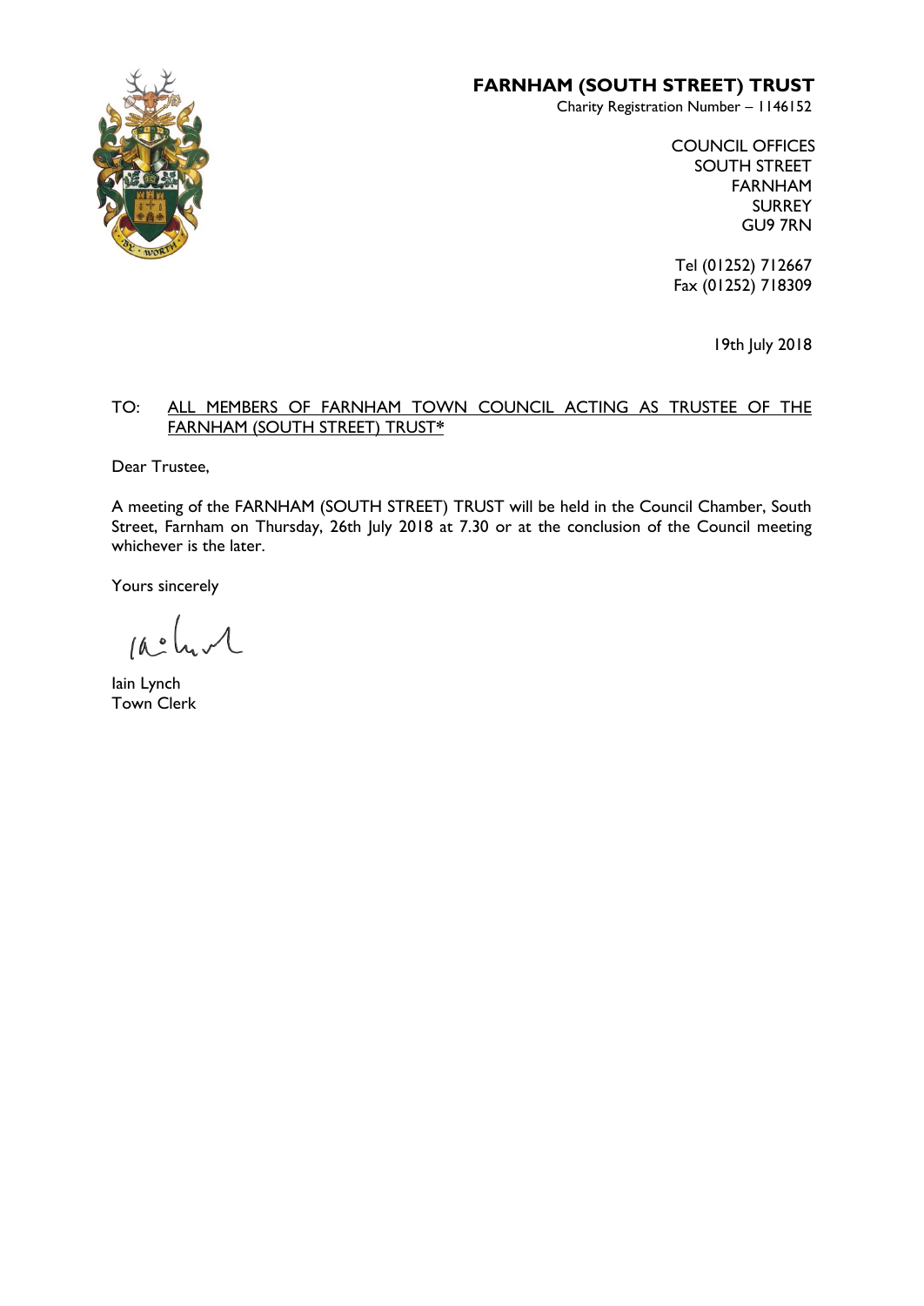# FARNHAM (SOUTH STREET) TRUST

Charity Registration Number – 1146152

COUNCIL OFFICES
SOUTH STREET
FARNHAM
SURREY
GU9 7RN

Tel (01252) 712667
Fax (01252) 718309

19th July 2018

TO: ALL MEMBERS OF FARNHAM TOWN COUNCIL ACTING AS TRUSTEE OF THE FARNHAM (SOUTH STREET) TRUST*

Dear Trustee,

A meeting of the FARNHAM (SOUTH STREET) TRUST will be held in the Council Chamber, South Street, Farnham on Thursday, 26th July 2018 at 7.30 or at the conclusion of the Council meeting whichever is the later.

Yours sincerely

Iain Lynch
Town Clerk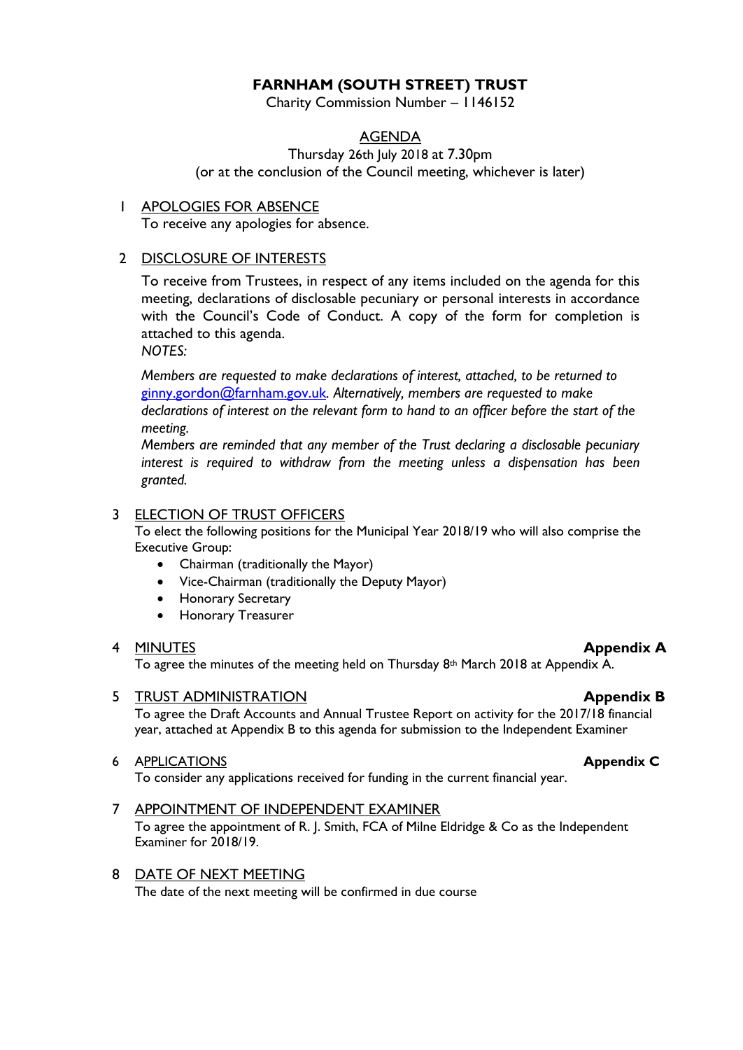# FARNHAM (SOUTH STREET) TRUST

Charity Commission Number – 1146152

## AGENDA

Thursday 26th July 2018 at 7.30pm
(or at the conclusion of the Council meeting, whichever is later)

1 APOLOGIES FOR ABSENCE

To receive any apologies for absence.

2 DISCLOSURE OF INTERESTS

To receive from Trustees, in respect of any items included on the agenda for this meeting, declarations of disclosable pecuniary or personal interests in accordance with the Council's Code of Conduct. A copy of the form for completion is attached to this agenda.

*NOTES:*

*Members are requested to make declarations of interest, attached, to be returned to* ginny.gordon@farnham.gov.uk*. Alternatively, members are requested to make declarations of interest on the relevant form to hand to an officer before the start of the meeting.*

*Members are reminded that any member of the Trust declaring a disclosable pecuniary interest is required to withdraw from the meeting unless a dispensation has been granted.*

3 ELECTION OF TRUST OFFICERS

To elect the following positions for the Municipal Year 2018/19 who will also comprise the Executive Group:

- Chairman (traditionally the Mayor)
- Vice-Chairman (traditionally the Deputy Mayor)
- Honorary Secretary
- Honorary Treasurer

4 MINUTES **Appendix A**

To agree the minutes of the meeting held on Thursday 8th March 2018 at Appendix A.

5 TRUST ADMINISTRATION **Appendix B**

To agree the Draft Accounts and Annual Trustee Report on activity for the 2017/18 financial year, attached at Appendix B to this agenda for submission to the Independent Examiner

6 APPLICATIONS **Appendix C**

To consider any applications received for funding in the current financial year.

7 APPOINTMENT OF INDEPENDENT EXAMINER

To agree the appointment of R. J. Smith, FCA of Milne Eldridge & Co as the Independent Examiner for 2018/19.

8 DATE OF NEXT MEETING

The date of the next meeting will be confirmed in due course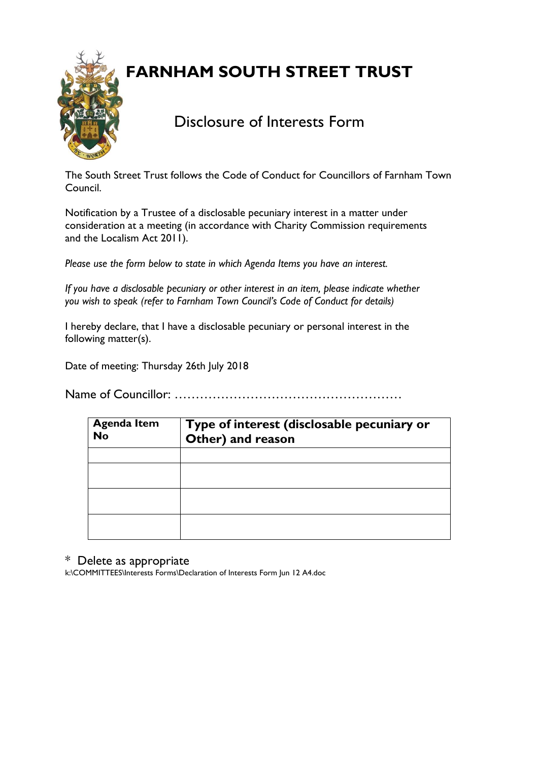# FARNHAM SOUTH STREET TRUST

## Disclosure of Interests Form

The South Street Trust follows the Code of Conduct for Councillors of Farnham Town Council.

Notification by a Trustee of a disclosable pecuniary interest in a matter under consideration at a meeting (in accordance with Charity Commission requirements and the Localism Act 2011).

*Please use the form below to state in which Agenda Items you have an interest.*

*If you have a disclosable pecuniary or other interest in an item, please indicate whether you wish to speak (refer to Farnham Town Council's Code of Conduct for details)*

I hereby declare, that I have a disclosable pecuniary or personal interest in the following matter(s).

Date of meeting: Thursday 26th July 2018

Name of Councillor: ………………………………………………

| **Agenda Item No** | **Type of interest (disclosable pecuniary or Other) and reason** |
|---|---|
| | |
| | |
| | |
| | |

\* Delete as appropriate

k:\COMMITTEES\Interests Forms\Declaration of Interests Form Jun 12 A4.doc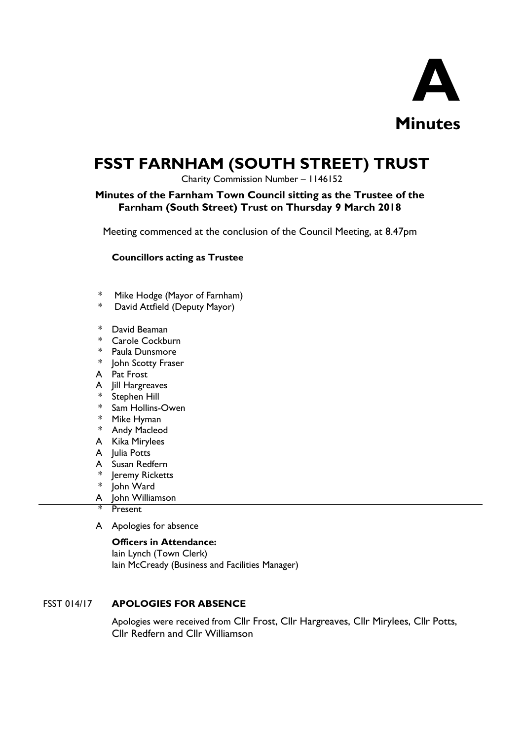**A**

**Minutes**

# FSST FARNHAM (SOUTH STREET) TRUST

Charity Commission Number – 1146152

**Minutes of the Farnham Town Council sitting as the Trustee of the Farnham (South Street) Trust on Thursday 9 March 2018**

Meeting commenced at the conclusion of the Council Meeting, at 8.47pm

**Councillors acting as Trustee**

- \* Mike Hodge (Mayor of Farnham)
- \* David Attfield (Deputy Mayor)

- \* David Beaman
- \* Carole Cockburn
- \* Paula Dunsmore
- \* John Scotty Fraser
- A Pat Frost
- A Jill Hargreaves
- \* Stephen Hill
- \* Sam Hollins-Owen
- \* Mike Hyman
- \* Andy Macleod
- A Kika Mirylees
- A Julia Potts
- A Susan Redfern
- \* Jeremy Ricketts
- \* John Ward
- A John Williamson

---

\* Present

A Apologies for absence

**Officers in Attendance:**
Iain Lynch (Town Clerk)
Iain McCready (Business and Facilities Manager)

FSST 014/17 **APOLOGIES FOR ABSENCE**

Apologies were received from Cllr Frost, Cllr Hargreaves, Cllr Mirylees, Cllr Potts, Cllr Redfern and Cllr Williamson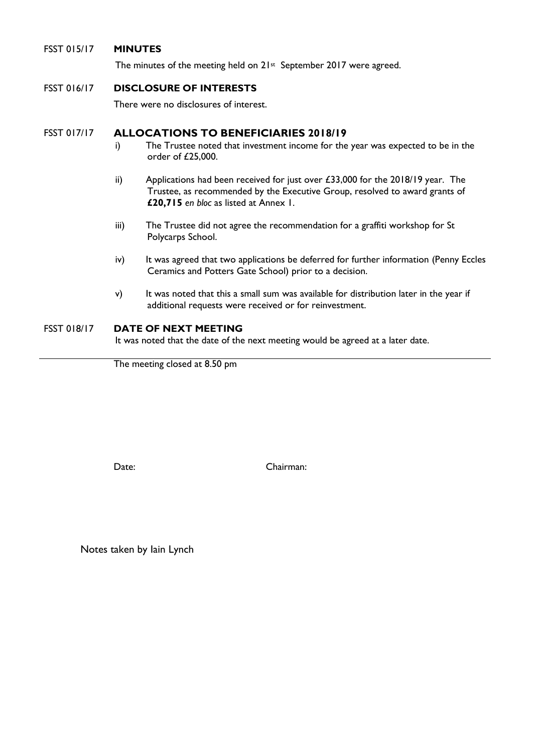FSST 015/17 **MINUTES**

The minutes of the meeting held on 21st September 2017 were agreed.

FSST 016/17 **DISCLOSURE OF INTERESTS**

There were no disclosures of interest.

FSST 017/17 **ALLOCATIONS TO BENEFICIARIES 2018/19**

i) The Trustee noted that investment income for the year was expected to be in the order of £25,000.

ii) Applications had been received for just over £33,000 for the 2018/19 year. The Trustee, as recommended by the Executive Group, resolved to award grants of **£20,715** *en bloc* as listed at Annex 1.

iii) The Trustee did not agree the recommendation for a graffiti workshop for St Polycarps School.

iv) It was agreed that two applications be deferred for further information (Penny Eccles Ceramics and Potters Gate School) prior to a decision.

v) It was noted that this a small sum was available for distribution later in the year if additional requests were received or for reinvestment.

FSST 018/17 **DATE OF NEXT MEETING**

It was noted that the date of the next meeting would be agreed at a later date.

---

The meeting closed at 8.50 pm

Date: Chairman:

Notes taken by Iain Lynch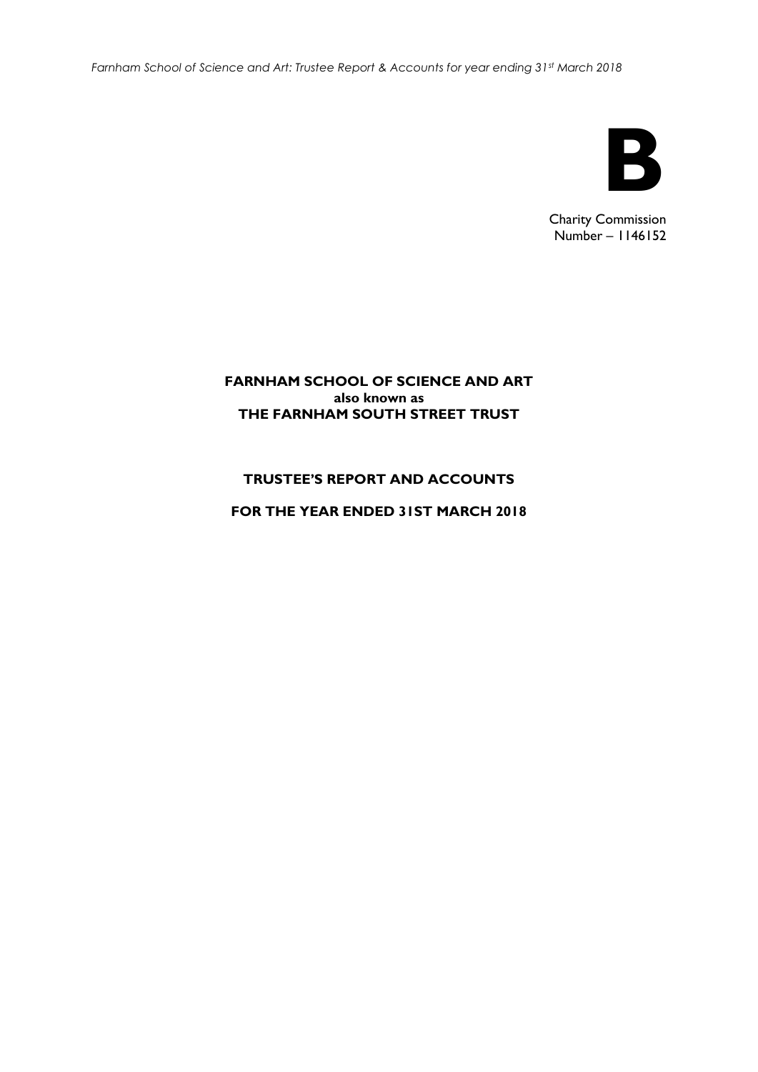# B

Charity Commission Number – 1146152

**FARNHAM SCHOOL OF SCIENCE AND ART**
**also known as**
**THE FARNHAM SOUTH STREET TRUST**

**TRUSTEE'S REPORT AND ACCOUNTS**

**FOR THE YEAR ENDED 31ST MARCH 2018**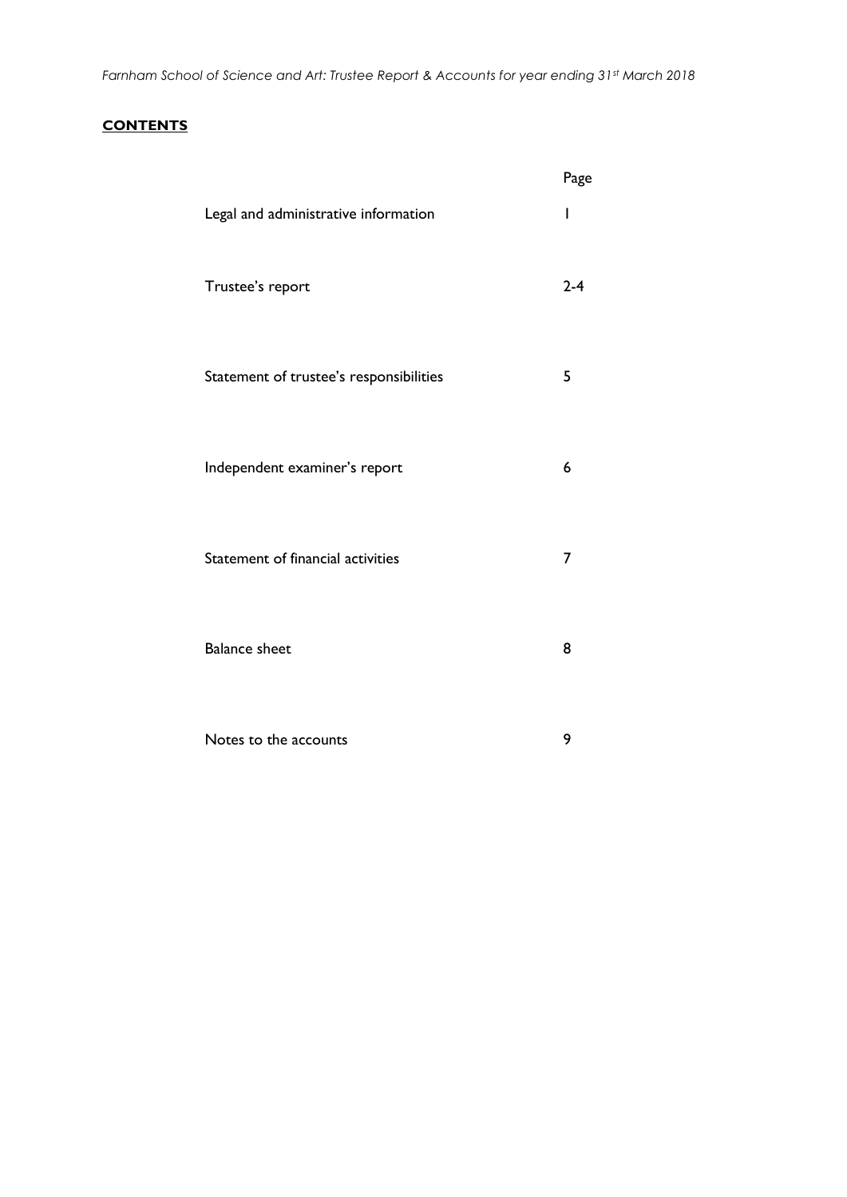**CONTENTS**

| | Page |
|---|---|
| Legal and administrative information | 1 |
| Trustee's report | 2-4 |
| Statement of trustee's responsibilities | 5 |
| Independent examiner's report | 6 |
| Statement of financial activities | 7 |
| Balance sheet | 8 |
| Notes to the accounts | 9 |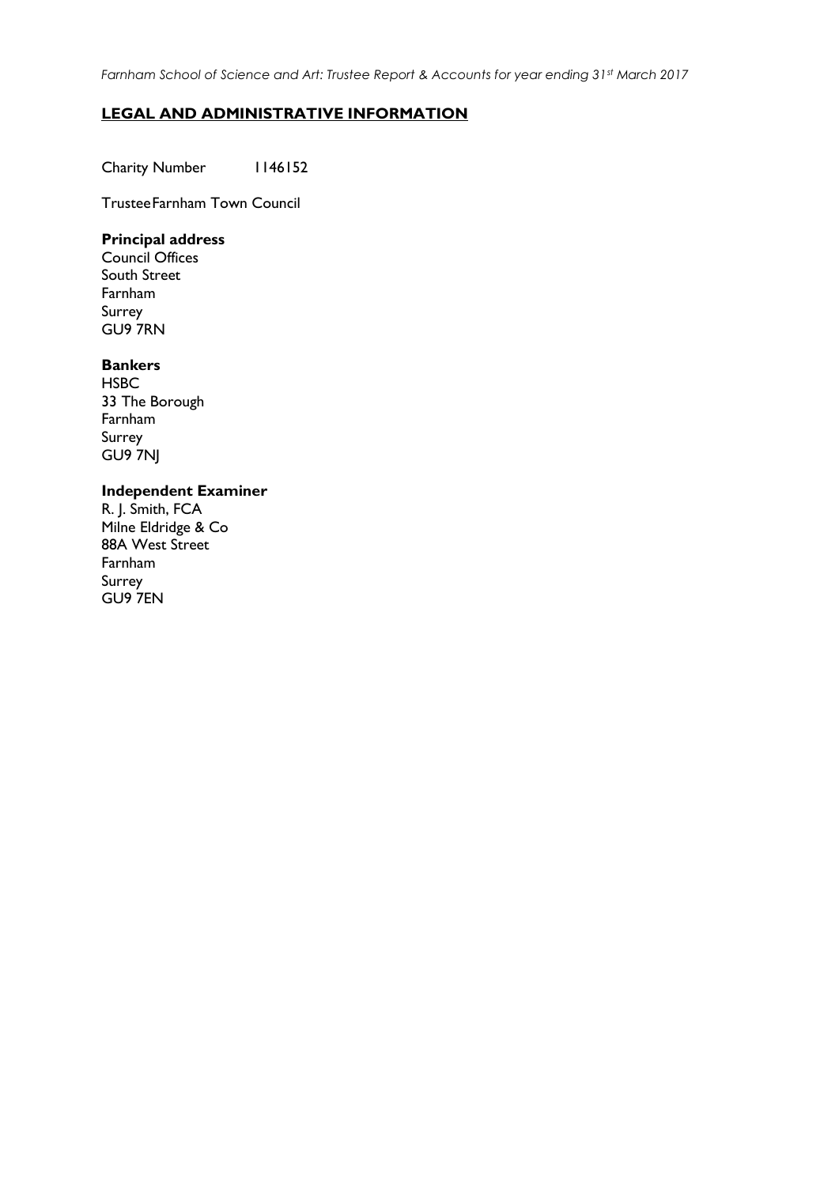## LEGAL AND ADMINISTRATIVE INFORMATION

Charity Number 1146152

Trustee Farnham Town Council

**Principal address**
Council Offices
South Street
Farnham
Surrey
GU9 7RN

**Bankers**
HSBC
33 The Borough
Farnham
Surrey
GU9 7NJ

**Independent Examiner**
R. J. Smith, FCA
Milne Eldridge & Co
88A West Street
Farnham
Surrey
GU9 7EN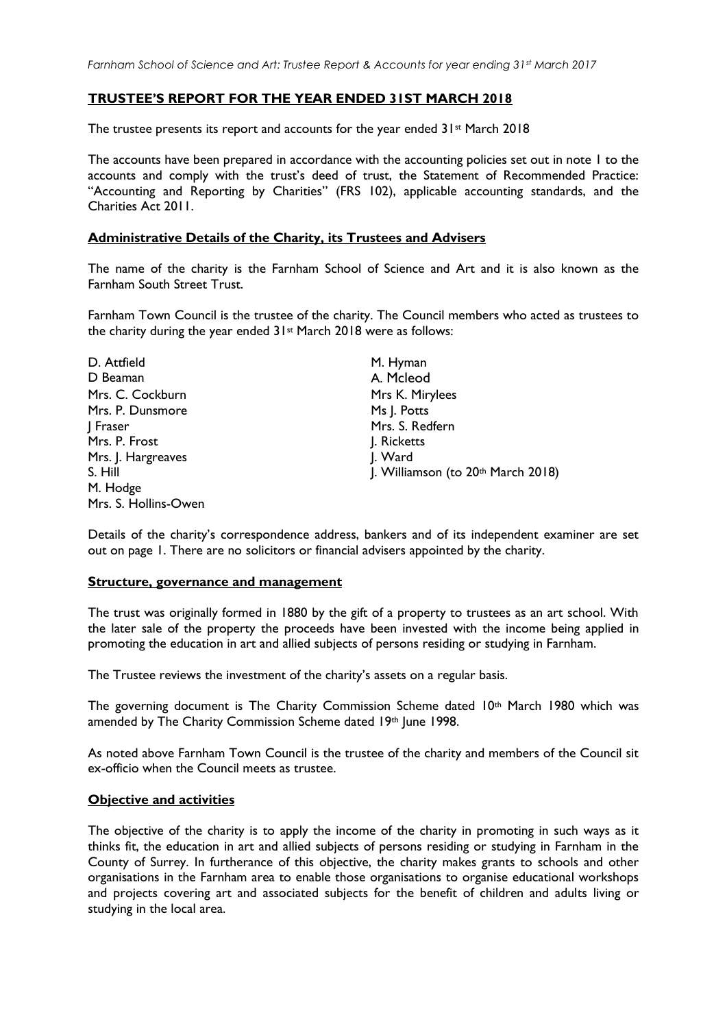## **TRUSTEE'S REPORT FOR THE YEAR ENDED 31ST MARCH 2018**

The trustee presents its report and accounts for the year ended 31st March 2018

The accounts have been prepared in accordance with the accounting policies set out in note 1 to the accounts and comply with the trust's deed of trust, the Statement of Recommended Practice: "Accounting and Reporting by Charities" (FRS 102), applicable accounting standards, and the Charities Act 2011.

### **Administrative Details of the Charity, its Trustees and Advisers**

The name of the charity is the Farnham School of Science and Art and it is also known as the Farnham South Street Trust.

Farnham Town Council is the trustee of the charity. The Council members who acted as trustees to the charity during the year ended 31st March 2018 were as follows:

D. Attfield
D Beaman
Mrs. C. Cockburn
Mrs. P. Dunsmore
J Fraser
Mrs. P. Frost
Mrs. J. Hargreaves
S. Hill
M. Hodge
Mrs. S. Hollins-Owen
M. Hyman
A. Mcleod
Mrs K. Mirylees
Ms J. Potts
Mrs. S. Redfern
J. Ricketts
J. Ward
J. Williamson (to 20th March 2018)

Details of the charity's correspondence address, bankers and of its independent examiner are set out on page 1. There are no solicitors or financial advisers appointed by the charity.

### **Structure, governance and management**

The trust was originally formed in 1880 by the gift of a property to trustees as an art school. With the later sale of the property the proceeds have been invested with the income being applied in promoting the education in art and allied subjects of persons residing or studying in Farnham.

The Trustee reviews the investment of the charity's assets on a regular basis.

The governing document is The Charity Commission Scheme dated 10th March 1980 which was amended by The Charity Commission Scheme dated 19th June 1998.

As noted above Farnham Town Council is the trustee of the charity and members of the Council sit ex-officio when the Council meets as trustee.

### **Objective and activities**

The objective of the charity is to apply the income of the charity in promoting in such ways as it thinks fit, the education in art and allied subjects of persons residing or studying in Farnham in the County of Surrey. In furtherance of this objective, the charity makes grants to schools and other organisations in the Farnham area to enable those organisations to organise educational workshops and projects covering art and associated subjects for the benefit of children and adults living or studying in the local area.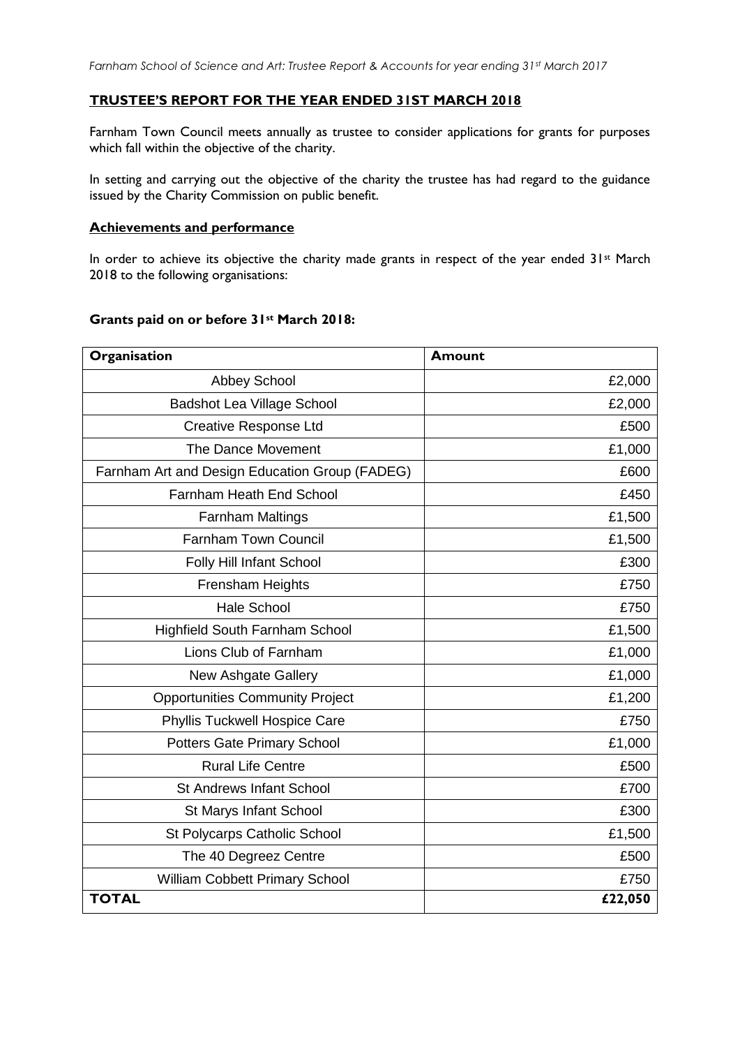## TRUSTEE'S REPORT FOR THE YEAR ENDED 31ST MARCH 2018

Farnham Town Council meets annually as trustee to consider applications for grants for purposes which fall within the objective of the charity.

In setting and carrying out the objective of the charity the trustee has had regard to the guidance issued by the Charity Commission on public benefit.

### Achievements and performance

In order to achieve its objective the charity made grants in respect of the year ended 31st March 2018 to the following organisations:

**Grants paid on or before 31st March 2018:**

| Organisation | Amount |
|---|---|
| Abbey School | £2,000 |
| Badshot Lea Village School | £2,000 |
| Creative Response Ltd | £500 |
| The Dance Movement | £1,000 |
| Farnham Art and Design Education Group (FADEG) | £600 |
| Farnham Heath End School | £450 |
| Farnham Maltings | £1,500 |
| Farnham Town Council | £1,500 |
| Folly Hill Infant School | £300 |
| Frensham Heights | £750 |
| Hale School | £750 |
| Highfield South Farnham School | £1,500 |
| Lions Club of Farnham | £1,000 |
| New Ashgate Gallery | £1,000 |
| Opportunities Community Project | £1,200 |
| Phyllis Tuckwell Hospice Care | £750 |
| Potters Gate Primary School | £1,000 |
| Rural Life Centre | £500 |
| St Andrews Infant School | £700 |
| St Marys Infant School | £300 |
| St Polycarps Catholic School | £1,500 |
| The 40 Degreez Centre | £500 |
| William Cobbett Primary School | £750 |
| **TOTAL** | **£22,050** |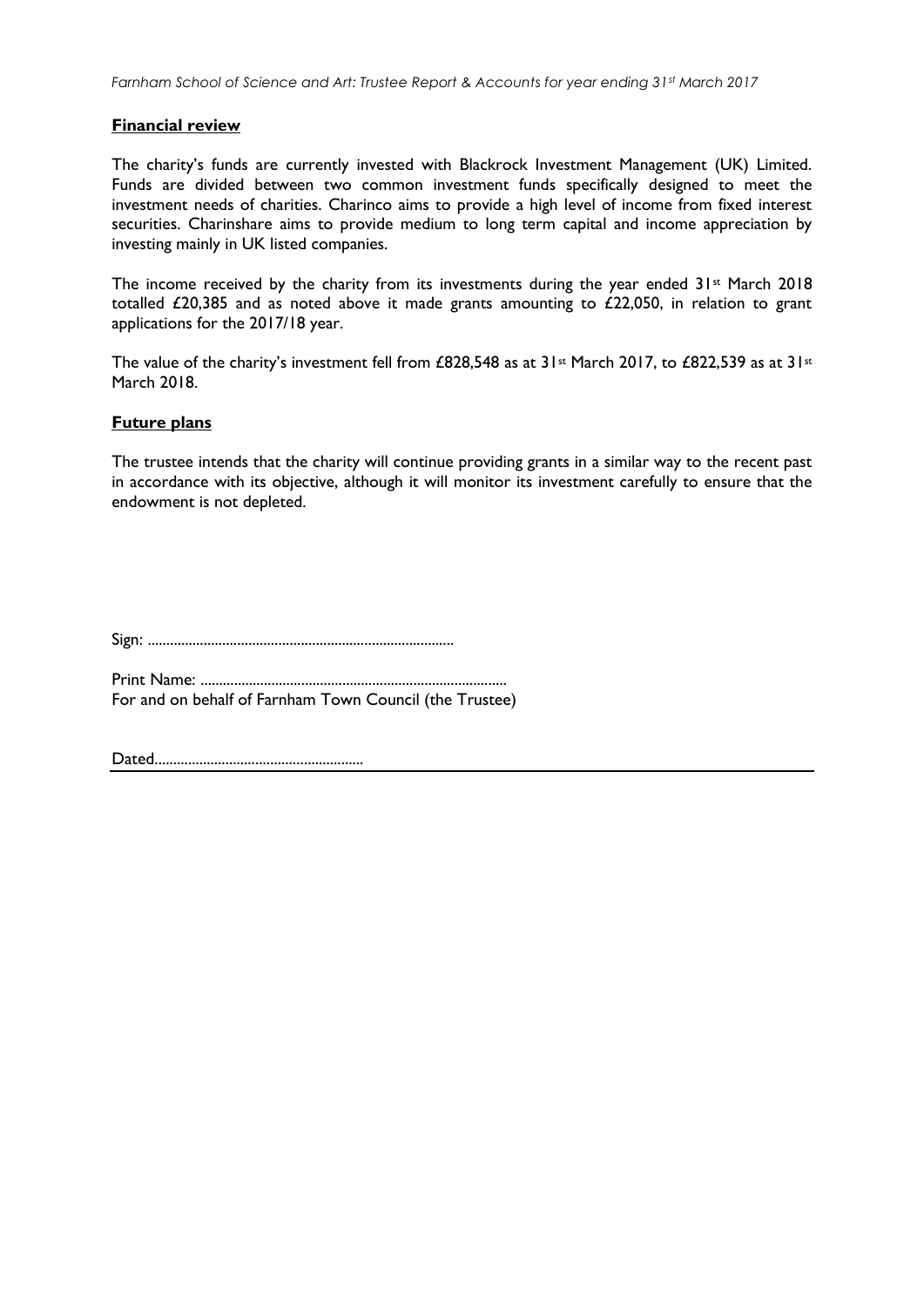## Financial review

The charity's funds are currently invested with Blackrock Investment Management (UK) Limited. Funds are divided between two common investment funds specifically designed to meet the investment needs of charities. Charinco aims to provide a high level of income from fixed interest securities. Charinshare aims to provide medium to long term capital and income appreciation by investing mainly in UK listed companies.

The income received by the charity from its investments during the year ended 31st March 2018 totalled £20,385 and as noted above it made grants amounting to £22,050, in relation to grant applications for the 2017/18 year.

The value of the charity's investment fell from £828,548 as at 31st March 2017, to £822,539 as at 31st March 2018.

## Future plans

The trustee intends that the charity will continue providing grants in a similar way to the recent past in accordance with its objective, although it will monitor its investment carefully to ensure that the endowment is not depleted.

Sign: .................................................................................

Print Name: .................................................................................
For and on behalf of Farnham Town Council (the Trustee)

Dated.......................................................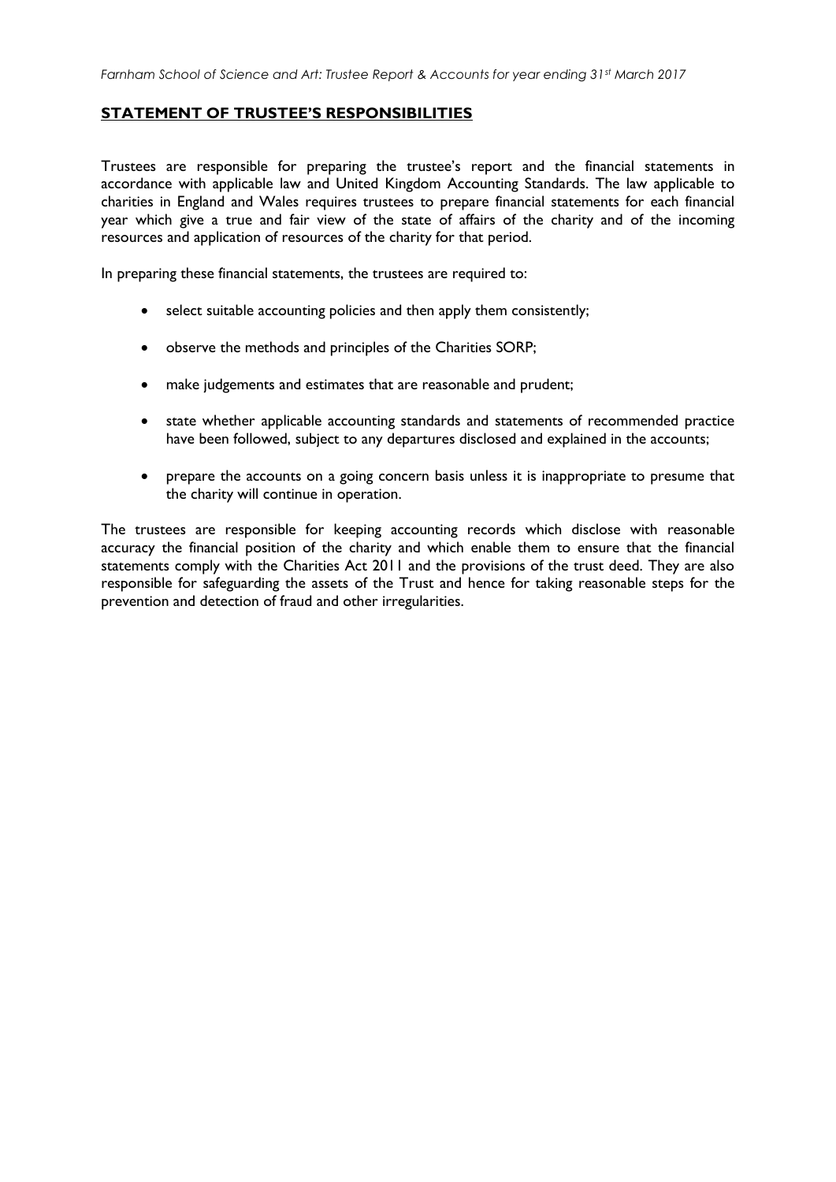## STATEMENT OF TRUSTEE'S RESPONSIBILITIES

Trustees are responsible for preparing the trustee's report and the financial statements in accordance with applicable law and United Kingdom Accounting Standards. The law applicable to charities in England and Wales requires trustees to prepare financial statements for each financial year which give a true and fair view of the state of affairs of the charity and of the incoming resources and application of resources of the charity for that period.

In preparing these financial statements, the trustees are required to:

- select suitable accounting policies and then apply them consistently;
- observe the methods and principles of the Charities SORP;
- make judgements and estimates that are reasonable and prudent;
- state whether applicable accounting standards and statements of recommended practice have been followed, subject to any departures disclosed and explained in the accounts;
- prepare the accounts on a going concern basis unless it is inappropriate to presume that the charity will continue in operation.

The trustees are responsible for keeping accounting records which disclose with reasonable accuracy the financial position of the charity and which enable them to ensure that the financial statements comply with the Charities Act 2011 and the provisions of the trust deed. They are also responsible for safeguarding the assets of the Trust and hence for taking reasonable steps for the prevention and detection of fraud and other irregularities.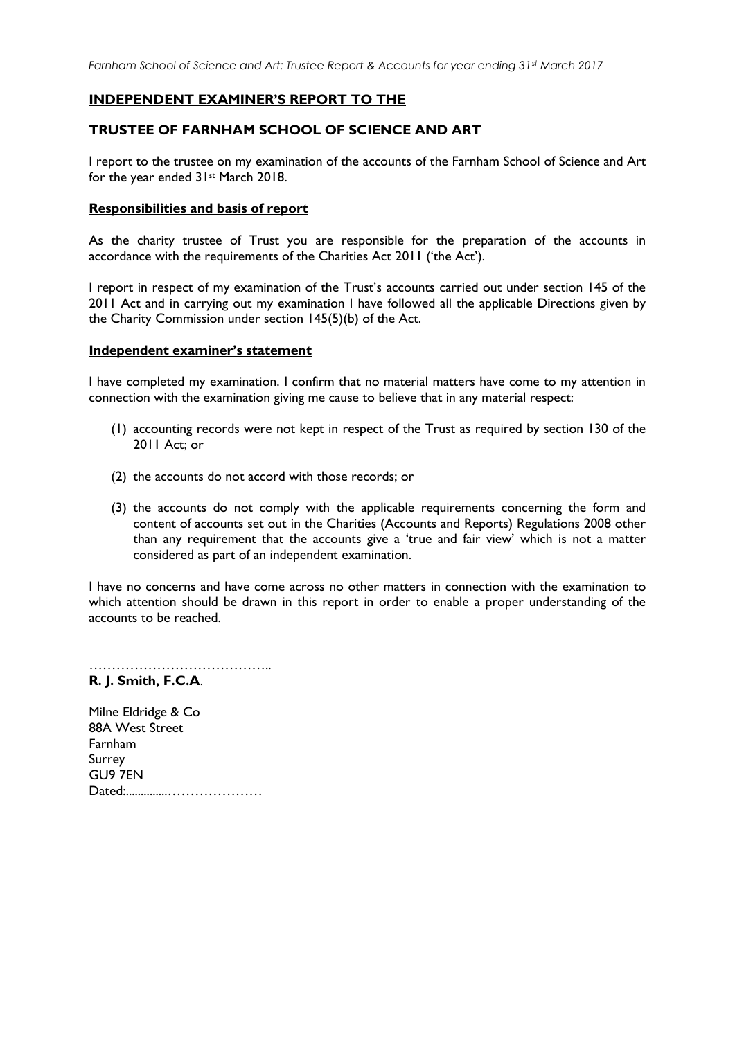## INDEPENDENT EXAMINER'S REPORT TO THE

## TRUSTEE OF FARNHAM SCHOOL OF SCIENCE AND ART

I report to the trustee on my examination of the accounts of the Farnham School of Science and Art for the year ended 31st March 2018.

**Responsibilities and basis of report**

As the charity trustee of Trust you are responsible for the preparation of the accounts in accordance with the requirements of the Charities Act 2011 ('the Act').

I report in respect of my examination of the Trust's accounts carried out under section 145 of the 2011 Act and in carrying out my examination I have followed all the applicable Directions given by the Charity Commission under section 145(5)(b) of the Act.

**Independent examiner's statement**

I have completed my examination. I confirm that no material matters have come to my attention in connection with the examination giving me cause to believe that in any material respect:

(1) accounting records were not kept in respect of the Trust as required by section 130 of the 2011 Act; or

(2) the accounts do not accord with those records; or

(3) the accounts do not comply with the applicable requirements concerning the form and content of accounts set out in the Charities (Accounts and Reports) Regulations 2008 other than any requirement that the accounts give a 'true and fair view' which is not a matter considered as part of an independent examination.

I have no concerns and have come across no other matters in connection with the examination to which attention should be drawn in this report in order to enable a proper understanding of the accounts to be reached.

…………………………………..

**R. J. Smith, F.C.A**.

Milne Eldridge & Co
88A West Street
Farnham
Surrey
GU9 7EN
Dated:..............…………………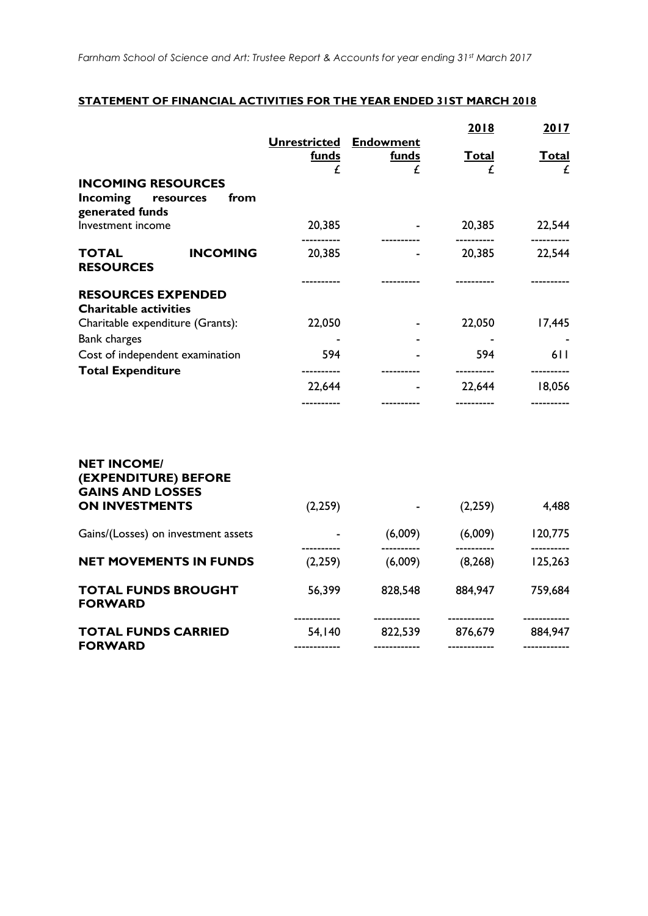## STATEMENT OF FINANCIAL ACTIVITIES FOR THE YEAR ENDED 31ST MARCH 2018

| | Unrestricted funds | Endowment funds | 2018 Total | 2017 Total |
|---|---|---|---|---|
| | £ | £ | £ | £ |
| **INCOMING RESOURCES** | | | | |
| **Incoming resources from generated funds** | | | | |
| Investment income | 20,385 | - | 20,385 | 22,544 |
| **TOTAL INCOMING RESOURCES** | 20,385 | - | 20,385 | 22,544 |
| **RESOURCES EXPENDED** | | | | |
| **Charitable activities** | | | | |
| Charitable expenditure (Grants): | 22,050 | - | 22,050 | 17,445 |
| Bank charges | - | - | - | - |
| Cost of independent examination | 594 | - | 594 | 611 |
| **Total Expenditure** | 22,644 | - | 22,644 | 18,056 |
| **NET INCOME/ (EXPENDITURE) BEFORE GAINS AND LOSSES ON INVESTMENTS** | (2,259) | - | (2,259) | 4,488 |
| Gains/(Losses) on investment assets | - | (6,009) | (6,009) | 120,775 |
| **NET MOVEMENTS IN FUNDS** | (2,259) | (6,009) | (8,268) | 125,263 |
| **TOTAL FUNDS BROUGHT FORWARD** | 56,399 | 828,548 | 884,947 | 759,684 |
| **TOTAL FUNDS CARRIED FORWARD** | 54,140 | 822,539 | 876,679 | 884,947 |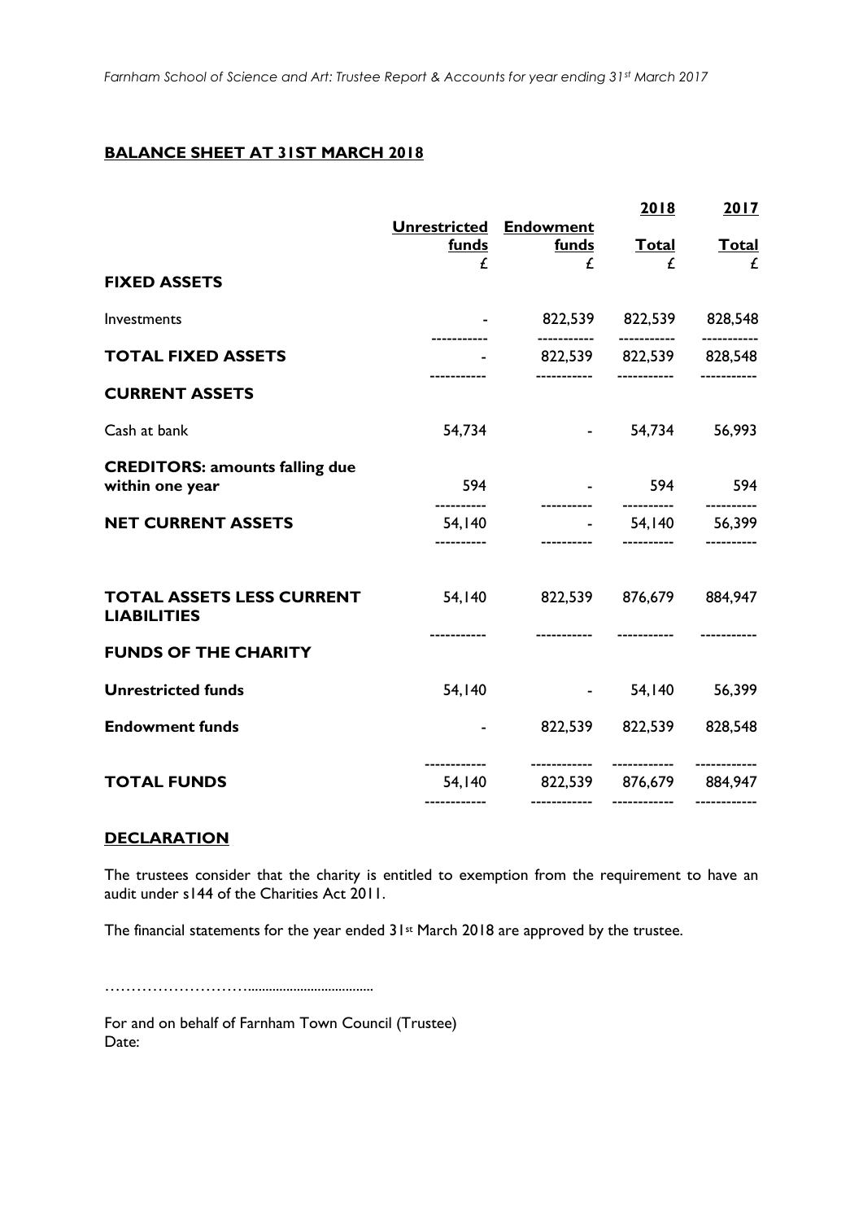## BALANCE SHEET AT 31ST MARCH 2018

| | Unrestricted funds | Endowment funds | 2018 Total | 2017 Total |
|---|---|---|---|---|
| | £ | £ | £ | £ |
| **FIXED ASSETS** | | | | |
| Investments | - | 822,539 | 822,539 | 828,548 |
| **TOTAL FIXED ASSETS** | - | 822,539 | 822,539 | 828,548 |
| **CURRENT ASSETS** | | | | |
| Cash at bank | 54,734 | - | 54,734 | 56,993 |
| **CREDITORS: amounts falling due within one year** | 594 | - | 594 | 594 |
| **NET CURRENT ASSETS** | 54,140 | - | 54,140 | 56,399 |
| **TOTAL ASSETS LESS CURRENT LIABILITIES** | 54,140 | 822,539 | 876,679 | 884,947 |
| **FUNDS OF THE CHARITY** | | | | |
| **Unrestricted funds** | 54,140 | - | 54,140 | 56,399 |
| **Endowment funds** | - | 822,539 | 822,539 | 828,548 |
| **TOTAL FUNDS** | 54,140 | 822,539 | 876,679 | 884,947 |

### DECLARATION

The trustees consider that the charity is entitled to exemption from the requirement to have an audit under s144 of the Charities Act 2011.

The financial statements for the year ended 31st March 2018 are approved by the trustee.

…………………………………………………

For and on behalf of Farnham Town Council (Trustee)
Date: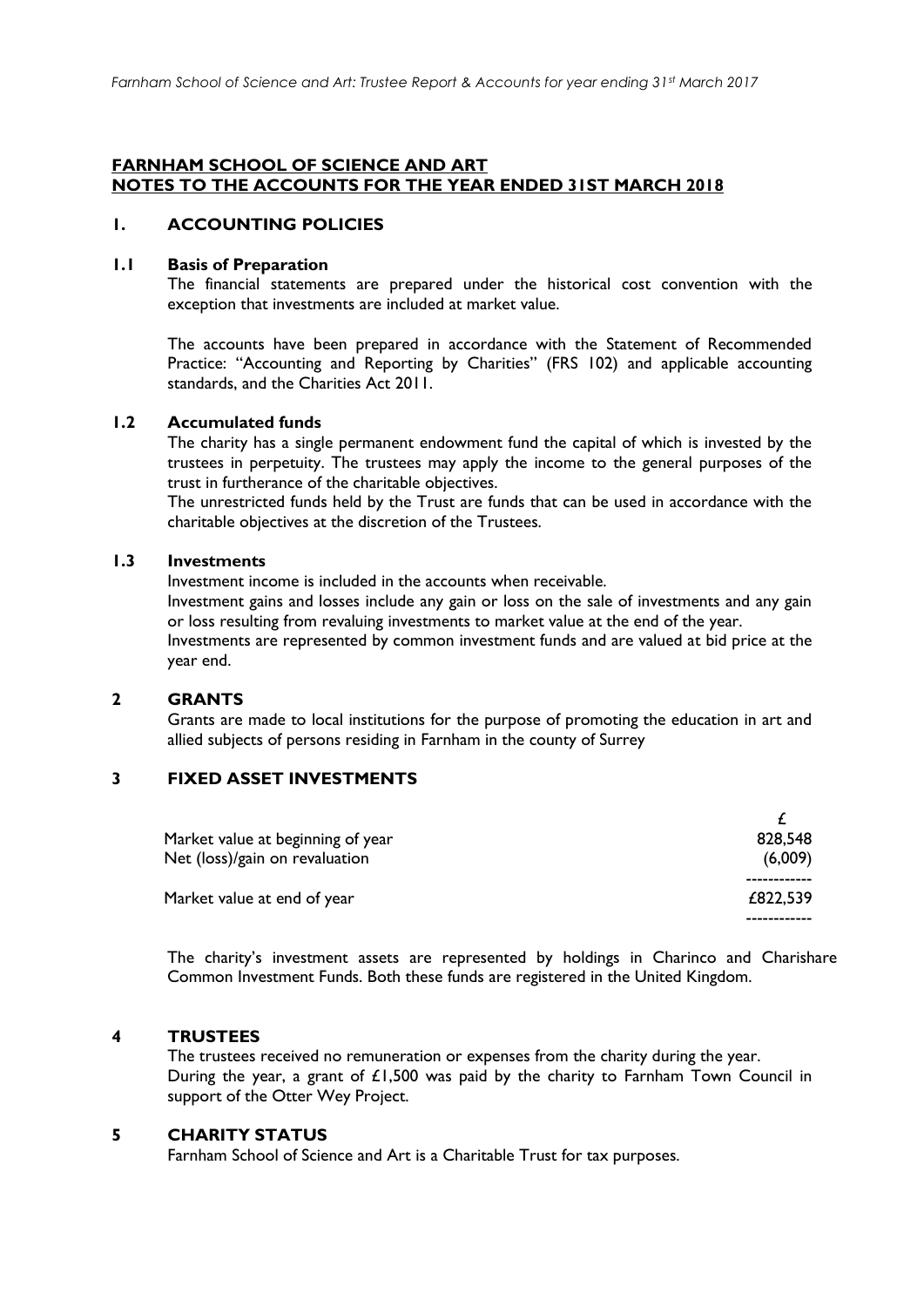# FARNHAM SCHOOL OF SCIENCE AND ART
# NOTES TO THE ACCOUNTS FOR THE YEAR ENDED 31ST MARCH 2018

## 1. ACCOUNTING POLICIES

### 1.1 Basis of Preparation

The financial statements are prepared under the historical cost convention with the exception that investments are included at market value.

The accounts have been prepared in accordance with the Statement of Recommended Practice: "Accounting and Reporting by Charities" (FRS 102) and applicable accounting standards, and the Charities Act 2011.

### 1.2 Accumulated funds

The charity has a single permanent endowment fund the capital of which is invested by the trustees in perpetuity. The trustees may apply the income to the general purposes of the trust in furtherance of the charitable objectives.

The unrestricted funds held by the Trust are funds that can be used in accordance with the charitable objectives at the discretion of the Trustees.

### 1.3 Investments

Investment income is included in the accounts when receivable.

Investment gains and losses include any gain or loss on the sale of investments and any gain or loss resulting from revaluing investments to market value at the end of the year.

Investments are represented by common investment funds and are valued at bid price at the year end.

## 2 GRANTS

Grants are made to local institutions for the purpose of promoting the education in art and allied subjects of persons residing in Farnham in the county of Surrey

## 3 FIXED ASSET INVESTMENTS

| | £ |
|---|---|
| Market value at beginning of year | 828,548 |
| Net (loss)/gain on revaluation | (6,009) |
| Market value at end of year | £822,539 |

The charity's investment assets are represented by holdings in Charinco and Charishare Common Investment Funds. Both these funds are registered in the United Kingdom.

## 4 TRUSTEES

The trustees received no remuneration or expenses from the charity during the year.
During the year, a grant of £1,500 was paid by the charity to Farnham Town Council in support of the Otter Wey Project.

## 5 CHARITY STATUS

Farnham School of Science and Art is a Charitable Trust for tax purposes.